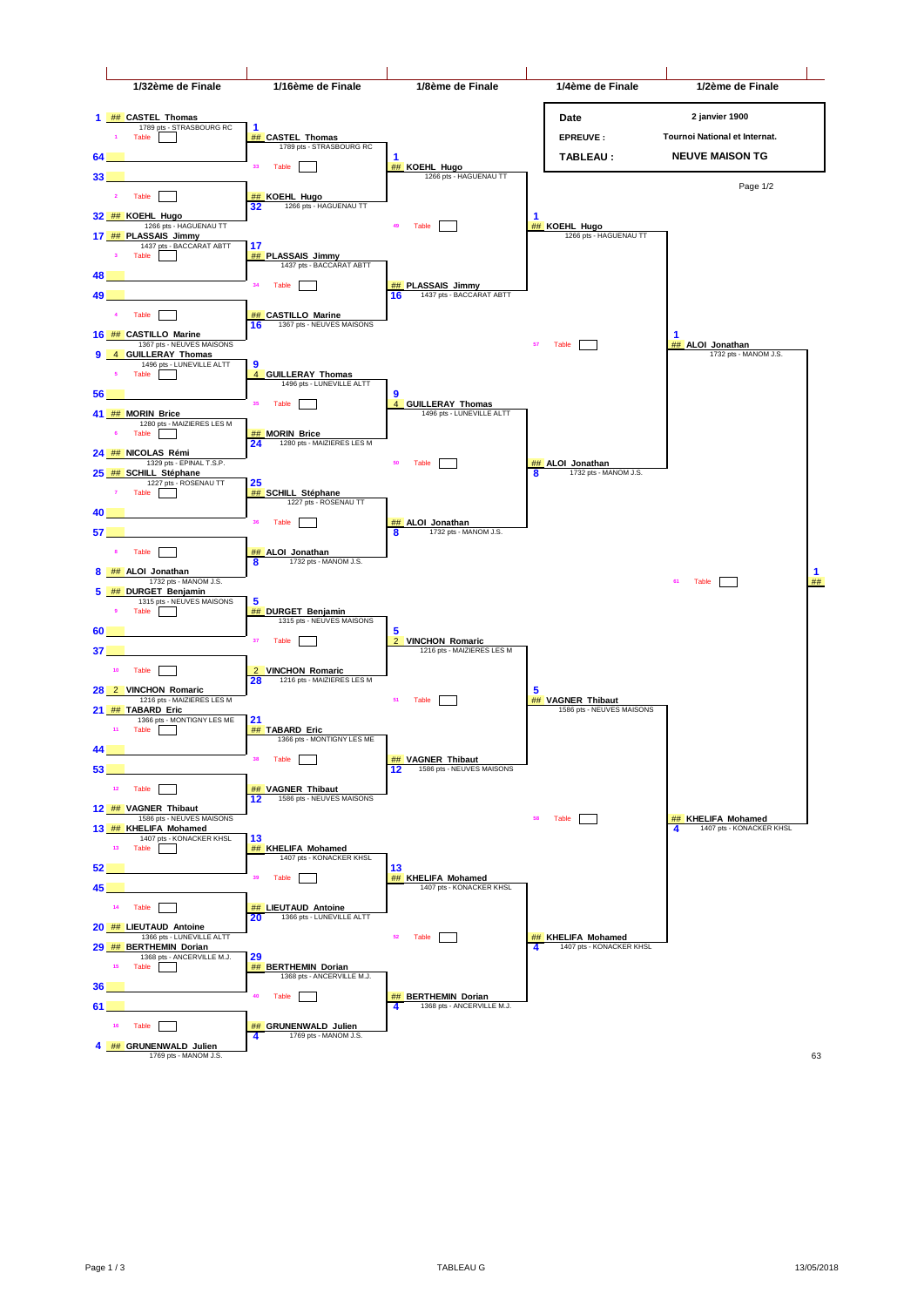| 1/32ème de Finale | 1/16ème de Finale | 1/8ème de Finale | 1/4ème de Finale | 1/2ème de Finale |
|---|---|---|---|---|

| Date | 2 janvier 1900 |
|---|---|
| EPREUVE : | Tournoi National et Internat. |
| TABLEAU : | NEUVE MAISON TG |

Page 1/2

## 1/32ème de Finale

| Seed | Player | Pts - Club | Table |
|---|---|---|---|
| 1 | ## CASTEL Thomas | 1789 pts - STRASBOURG RC | 1 |
| 64 | | | |
| 33 | | | 2 |
| 32 | ## KOEHL Hugo | 1266 pts - HAGUENAU TT | |
| 17 | ## PLASSAIS Jimmy | 1437 pts - BACCARAT ABTT | 3 |
| 48 | | | |
| 49 | | | 4 |
| 16 | ## CASTILLO Marine | 1367 pts - NEUVES MAISONS | |
| 9 | 4 GUILLERAY Thomas | 1496 pts - LUNEVILLE ALTT | 5 |
| 56 | | | |
| 41 | ## MORIN Brice | 1280 pts - MAIZIERES LES M | 6 |
| 24 | ## NICOLAS Rémi | 1329 pts - EPINAL T.S.P. | |
| 25 | ## SCHILL Stéphane | 1227 pts - ROSENAU TT | 7 |
| 40 | | | |
| 57 | | | 8 |
| 8 | ## ALOI Jonathan | 1732 pts - MANOM J.S. | |
| 5 | ## DURGET Benjamin | 1315 pts - NEUVES MAISONS | 9 |
| 60 | | | |
| 37 | | | 10 |
| 28 | 2 VINCHON Romaric | 1216 pts - MAIZIERES LES M | |
| 21 | ## TABARD Eric | 1366 pts - MONTIGNY LES ME | 11 |
| 44 | | | |
| 53 | | | 12 |
| 12 | ## VAGNER Thibaut | 1586 pts - NEUVES MAISONS | |
| 13 | ## KHELIFA Mohamed | 1407 pts - KONACKER KHSL | 13 |
| 52 | | | |
| 45 | | | 14 |
| 20 | ## LIEUTAUD Antoine | 1366 pts - LUNEVILLE ALTT | |
| 29 | ## BERTHEMIN Dorian | 1368 pts - ANCERVILLE M.J. | 15 |
| 36 | | | |
| 61 | | | 16 |
| 4 | ## GRUNENWALD Julien | 1769 pts - MANOM J.S. | |

## 1/16ème de Finale

| Seed | Player | Pts - Club | Table |
|---|---|---|---|
| 1 | ## CASTEL Thomas | 1789 pts - STRASBOURG RC | 33 |
| 32 | ## KOEHL Hugo | 1266 pts - HAGUENAU TT | |
| 17 | ## PLASSAIS Jimmy | 1437 pts - BACCARAT ABTT | 34 |
| 16 | ## CASTILLO Marine | 1367 pts - NEUVES MAISONS | |
| 9 | 4 GUILLERAY Thomas | 1496 pts - LUNEVILLE ALTT | 35 |
| 24 | ## MORIN Brice | 1280 pts - MAIZIERES LES M | |
| 25 | ## SCHILL Stéphane | 1227 pts - ROSENAU TT | 36 |
| 8 | ## ALOI Jonathan | 1732 pts - MANOM J.S. | |
| 5 | ## DURGET Benjamin | 1315 pts - NEUVES MAISONS | 37 |
| 28 | 2 VINCHON Romaric | 1216 pts - MAIZIERES LES M | |
| 21 | ## TABARD Eric | 1366 pts - MONTIGNY LES ME | 38 |
| 12 | ## VAGNER Thibaut | 1586 pts - NEUVES MAISONS | |
| 13 | ## KHELIFA Mohamed | 1407 pts - KONACKER KHSL | 39 |
| 20 | ## LIEUTAUD Antoine | 1366 pts - LUNEVILLE ALTT | |
| 29 | ## BERTHEMIN Dorian | 1368 pts - ANCERVILLE M.J. | 40 |
| 4 | ## GRUNENWALD Julien | 1769 pts - MANOM J.S. | |

## 1/8ème de Finale

| Seed | Player | Pts - Club | Table |
|---|---|---|---|
| 1 | ## KOEHL Hugo | 1266 pts - HAGUENAU TT | 49 |
| 16 | ## PLASSAIS Jimmy | 1437 pts - BACCARAT ABTT | |
| 9 | 4 GUILLERAY Thomas | 1496 pts - LUNEVILLE ALTT | 50 |
| 8 | ## ALOI Jonathan | 1732 pts - MANOM J.S. | |
| 5 | 2 VINCHON Romaric | 1216 pts - MAIZIERES LES M | 51 |
| 12 | ## VAGNER Thibaut | 1586 pts - NEUVES MAISONS | |
| 13 | ## KHELIFA Mohamed | 1407 pts - KONACKER KHSL | 52 |
| 4 | ## BERTHEMIN Dorian | 1368 pts - ANCERVILLE M.J. | |

## 1/4ème de Finale

| Seed | Player | Pts - Club | Table |
|---|---|---|---|
| 1 | ## KOEHL Hugo | 1266 pts - HAGUENAU TT | 57 |
| 8 | ## ALOI Jonathan | 1732 pts - MANOM J.S. | |
| 5 | ## VAGNER Thibaut | 1586 pts - NEUVES MAISONS | 58 |
| 4 | ## KHELIFA Mohamed | 1407 pts - KONACKER KHSL | |

## 1/2ème de Finale

| Seed | Player | Pts - Club | Table |
|---|---|---|---|
| 1 | ## ALOI Jonathan | 1732 pts - MANOM J.S. | 61 |
| 4 | ## KHELIFA Mohamed | 1407 pts - KONACKER KHSL | |

Finale : 1 ##

63

TABLEAU G

13/05/2018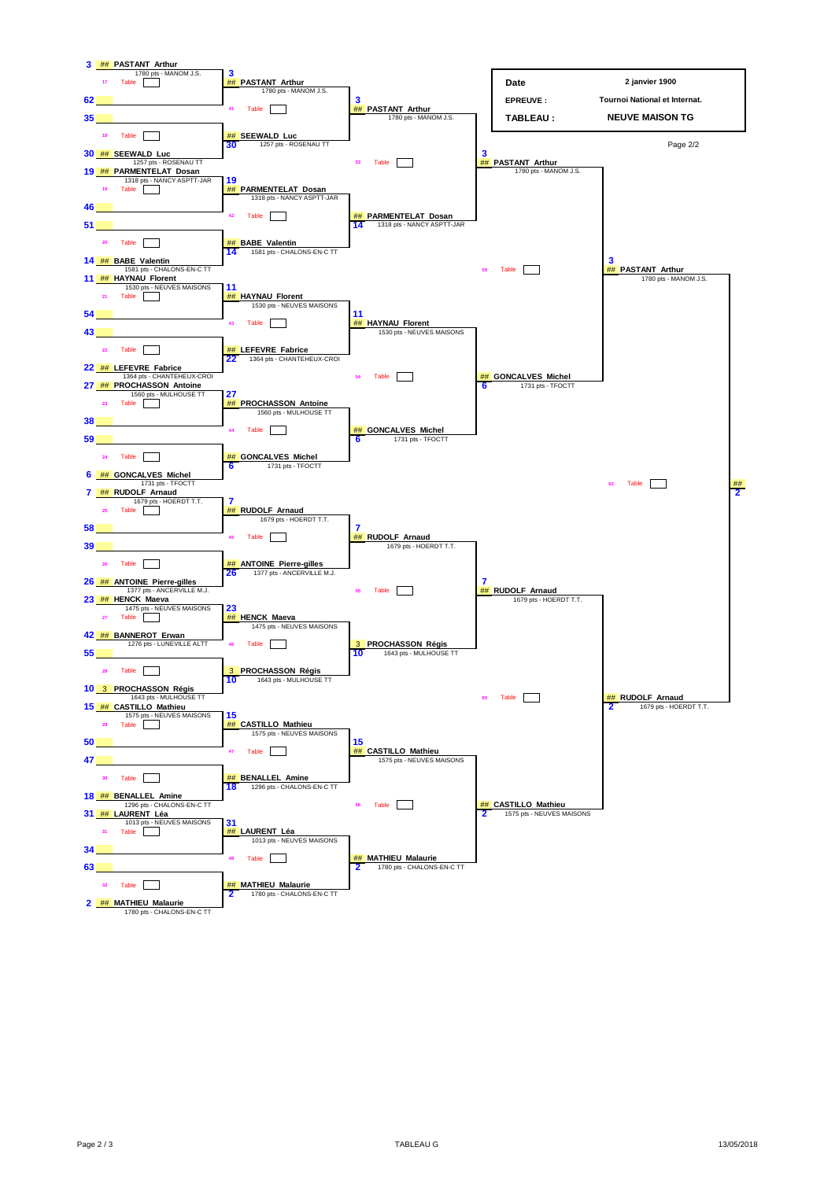| Date | 2 janvier 1900 |
|---|---|
| EPREUVE : | Tournoi National et Internat. |
| TABLEAU : | NEUVE MAISON TG |

Page 2/2

## Premier tour (entrées)

| Seed | Joueur | Points - Club | Table |
|---|---|---|---|
| 3 | ## PASTANT Arthur | 1780 pts - MANOM J.S. | 17 |
| 62 | | | |
| 35 | | | 18 |
| 30 | ## SEEWALD Luc | 1257 pts - ROSENAU TT | |
| 19 | ## PARMENTELAT Dosan | 1318 pts - NANCY ASPTT-JAR | 19 |
| 46 | | | |
| 51 | | | 20 |
| 14 | ## BABE Valentin | 1581 pts - CHALONS-EN-C TT | |
| 11 | ## HAYNAU Florent | 1530 pts - NEUVES MAISONS | 21 |
| 54 | | | |
| 43 | | | 22 |
| 22 | ## LEFEVRE Fabrice | 1364 pts - CHANTEHEUX-CROI | |
| 27 | ## PROCHASSON Antoine | 1560 pts - MULHOUSE TT | 23 |
| 38 | | | |
| 59 | | | 24 |
| 6 | ## GONCALVES Michel | 1731 pts - TFOCTT | |
| 7 | ## RUDOLF Arnaud | 1679 pts - HOERDT T.T. | 25 |
| 58 | | | |
| 39 | | | 26 |
| 26 | ## ANTOINE Pierre-gilles | 1377 pts - ANCERVILLE M.J. | |
| 23 | ## HENCK Maeva | 1475 pts - NEUVES MAISONS | 27 |
| 42 | ## BANNEROT Erwan | 1276 pts - LUNEVILLE ALTT | |
| 55 | | | 28 |
| 10 | 3 PROCHASSON Régis | 1643 pts - MULHOUSE TT | |
| 15 | ## CASTILLO Mathieu | 1575 pts - NEUVES MAISONS | 29 |
| 50 | | | |
| 47 | | | 30 |
| 18 | ## BENALLEL Amine | 1296 pts - CHALONS-EN-C TT | |
| 31 | ## LAURENT Léa | 1013 pts - NEUVES MAISONS | 31 |
| 34 | | | |
| 63 | | | 32 |
| 2 | ## MATHIEU Malaurie | 1780 pts - CHALONS-EN-C TT | |

## Deuxième tour

| Seed | Joueur | Points - Club | Table |
|---|---|---|---|
| 3 | ## PASTANT Arthur | 1780 pts - MANOM J.S. | 41 |
| 30 | ## SEEWALD Luc | 1257 pts - ROSENAU TT | |
| 19 | ## PARMENTELAT Dosan | 1318 pts - NANCY ASPTT-JAR | 42 |
| 14 | ## BABE Valentin | 1581 pts - CHALONS-EN-C TT | |
| 11 | ## HAYNAU Florent | 1530 pts - NEUVES MAISONS | 43 |
| 22 | ## LEFEVRE Fabrice | 1364 pts - CHANTEHEUX-CROI | |
| 27 | ## PROCHASSON Antoine | 1560 pts - MULHOUSE TT | 44 |
| 6 | ## GONCALVES Michel | 1731 pts - TFOCTT | |
| 7 | ## RUDOLF Arnaud | 1679 pts - HOERDT T.T. | 45 |
| 26 | ## ANTOINE Pierre-gilles | 1377 pts - ANCERVILLE M.J. | |
| 23 | ## HENCK Maeva | 1475 pts - NEUVES MAISONS | 46 |
| 10 | 3 PROCHASSON Régis | 1643 pts - MULHOUSE TT | |
| 15 | ## CASTILLO Mathieu | 1575 pts - NEUVES MAISONS | 47 |
| 18 | ## BENALLEL Amine | 1296 pts - CHALONS-EN-C TT | |
| 31 | ## LAURENT Léa | 1013 pts - NEUVES MAISONS | 48 |
| 2 | ## MATHIEU Malaurie | 1780 pts - CHALONS-EN-C TT | |

## Troisième tour

| Seed | Joueur | Points - Club | Table |
|---|---|---|---|
| 3 | ## PASTANT Arthur | 1780 pts - MANOM J.S. | 53 |
| 14 | ## PARMENTELAT Dosan | 1318 pts - NANCY ASPTT-JAR | |
| 11 | ## HAYNAU Florent | 1530 pts - NEUVES MAISONS | 54 |
| 6 | ## GONCALVES Michel | 1731 pts - TFOCTT | |
| 7 | ## RUDOLF Arnaud | 1679 pts - HOERDT T.T. | 55 |
| 10 | 3 PROCHASSON Régis | 1643 pts - MULHOUSE TT | |
| 15 | ## CASTILLO Mathieu | 1575 pts - NEUVES MAISONS | 56 |
| 2 | ## MATHIEU Malaurie | 1780 pts - CHALONS-EN-C TT | |

## Quatrième tour

| Seed | Joueur | Points - Club | Table |
|---|---|---|---|
| 3 | ## PASTANT Arthur | 1780 pts - MANOM J.S. | 59 |
| 6 | ## GONCALVES Michel | 1731 pts - TFOCTT | |
| 7 | ## RUDOLF Arnaud | 1679 pts - HOERDT T.T. | 60 |
| 2 | ## CASTILLO Mathieu | 1575 pts - NEUVES MAISONS | |

## Cinquième tour

| Seed | Joueur | Points - Club | Table |
|---|---|---|---|
| 3 | ## PASTANT Arthur | 1780 pts - MANOM J.S. | 62 |
| 2 | ## RUDOLF Arnaud | 1679 pts - HOERDT T.T. | |

## Vainqueur

| ## |
|---|
| 2 |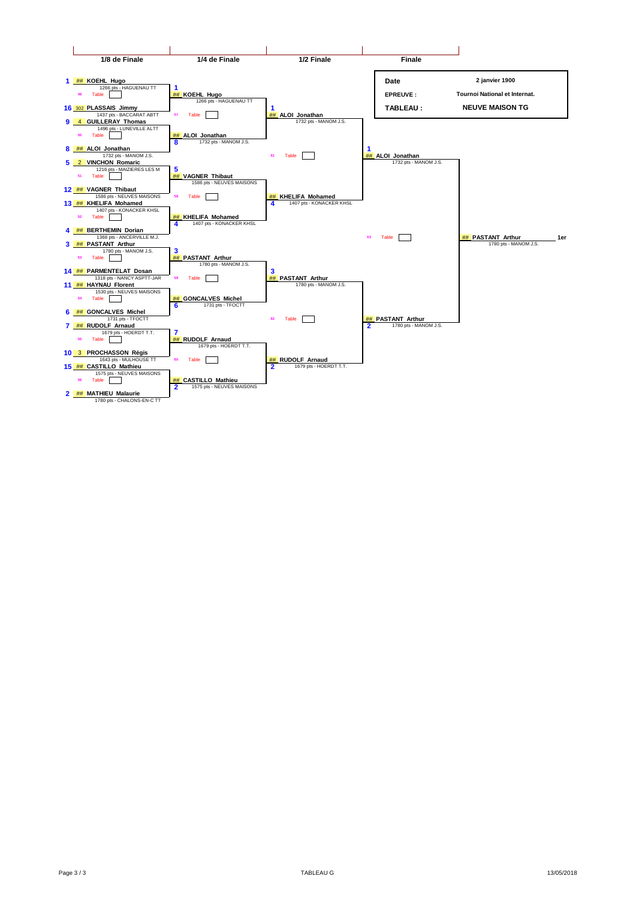| 1/8 de Finale | 1/4 de Finale | 1/2 Finale | Finale |
|---|---|---|---|

| | |
|---|---|
| **Date** | **2 janvier 1900** |
| **EPREUVE :** | **Tournoi National et Internat.** |
| **TABLEAU :** | **NEUVE MAISON TG** |

**1/8 de Finale**

1 ## **KOEHL Hugo**
1266 pts - HAGUENAU TT
49 Table
16 302 **PLASSAIS Jimmy**
1437 pts - BACCARAT ABTT

9 4 **GUILLERAY Thomas**
1496 pts - LUNEVILLE ALTT
50 Table
8 ## **ALOI Jonathan**
1732 pts - MANOM J.S.

5 2 **VINCHON Romaric**
1216 pts - MAIZIERES LES M
51 Table
12 ## **VAGNER Thibaut**
1586 pts - NEUVES MAISONS

13 ## **KHELIFA Mohamed**
1407 pts - KONACKER KHSL
52 Table
4 ## **BERTHEMIN Dorian**
1368 pts - ANCERVILLE M.J.

3 ## **PASTANT Arthur**
1780 pts - MANOM J.S.
53 Table
14 ## **PARMENTELAT Dosan**
1318 pts - NANCY ASPTT-JAR

11 ## **HAYNAU Florent**
1530 pts - NEUVES MAISONS
54 Table
6 ## **GONCALVES Michel**
1731 pts - TFOCTT

7 ## **RUDOLF Arnaud**
1679 pts - HOERDT T.T.
55 Table
10 3 **PROCHASSON Régis**
1643 pts - MULHOUSE TT

15 ## **CASTILLO Mathieu**
1575 pts - NEUVES MAISONS
56 Table
2 ## **MATHIEU Malaurie**
1780 pts - CHALONS-EN-C TT

**1/4 de Finale**

1 ## **KOEHL Hugo**
1266 pts - HAGUENAU TT
57 Table
8 ## **ALOI Jonathan**
1732 pts - MANOM J.S.

5 ## **VAGNER Thibaut**
1586 pts - NEUVES MAISONS
58 Table
4 ## **KHELIFA Mohamed**
1407 pts - KONACKER KHSL

3 ## **PASTANT Arthur**
1780 pts - MANOM J.S.
59 Table
6 ## **GONCALVES Michel**
1731 pts - TFOCTT

7 ## **RUDOLF Arnaud**
1679 pts - HOERDT T.T.
60 Table
2 ## **CASTILLO Mathieu**
1575 pts - NEUVES MAISONS

**1/2 Finale**

1 ## **ALOI Jonathan**
1732 pts - MANOM J.S.
61 Table
4 ## **KHELIFA Mohamed**
1407 pts - KONACKER KHSL

3 ## **PASTANT Arthur**
1780 pts - MANOM J.S.
62 Table
2 ## **RUDOLF Arnaud**
1679 pts - HOERDT T.T.

**Finale**

1 ## **ALOI Jonathan**
1732 pts - MANOM J.S.
63 Table
2 ## **PASTANT Arthur**
1780 pts - MANOM J.S.

## **PASTANT Arthur** **1er**
1780 pts - MANOM J.S.

TABLEAU G